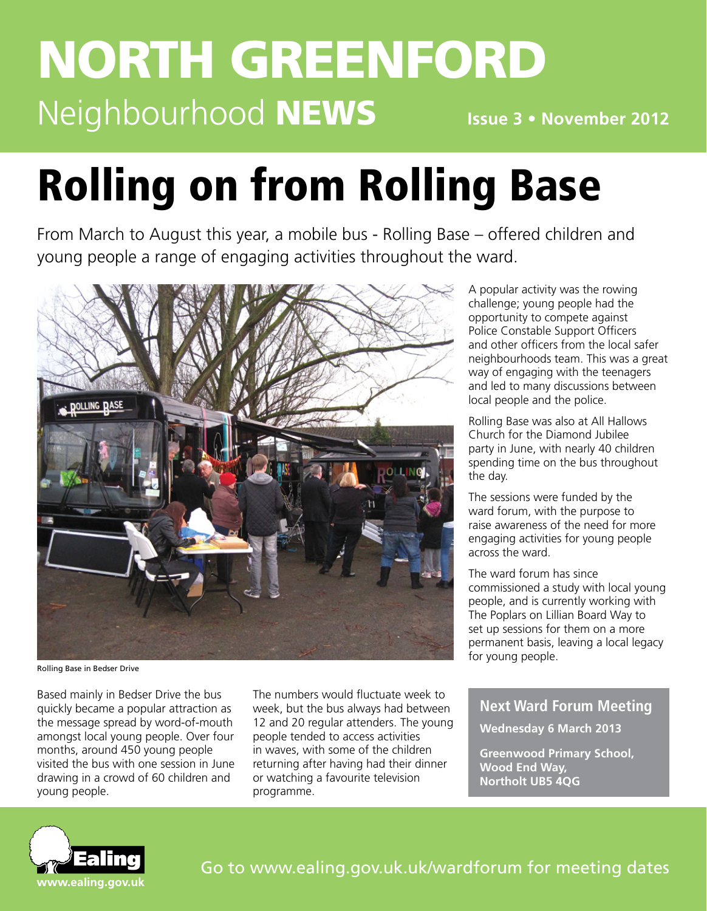# NORTH GREENFORD

Neighbourhood **NEWS**

**Issue 3 • November 2012**

# Rolling on from Rolling Base

From March to August this year, a mobile bus - Rolling Base – offered children and young people a range of engaging activities throughout the ward.

Rolling Base in Bedser Drive

Based mainly in Bedser Drive the bus quickly became a popular attraction as the message spread by word-of-mouth amongst local young people. Over four months, around 450 young people visited the bus with one session in June drawing in a crowd of 60 children and young people.

The numbers would fluctuate week to week, but the bus always had between 12 and 20 regular attenders. The young people tended to access activities in waves, with some of the children returning after having had their dinner or watching a favourite television programme.

A popular activity was the rowing challenge; young people had the opportunity to compete against Police Constable Support Officers and other officers from the local safer neighbourhoods team. This was a great way of engaging with the teenagers and led to many discussions between local people and the police.

Rolling Base was also at All Hallows Church for the Diamond Jubilee party in June, with nearly 40 children spending time on the bus throughout the day.

The sessions were funded by the ward forum, with the purpose to raise awareness of the need for more engaging activities for young people across the ward.

The ward forum has since commissioned a study with local young people, and is currently working with The Poplars on Lillian Board Way to set up sessions for them on a more permanent basis, leaving a local legacy for young people.

## Next Ward Forum Meeting

**Wednesday 6 March 2013**

**Greenwood Primary School, Wood End Way, Northolt UB5 4QG**

Ealing

www.ealing.gov.uk

Go to www.ealing.gov.uk/wardforum for meeting dates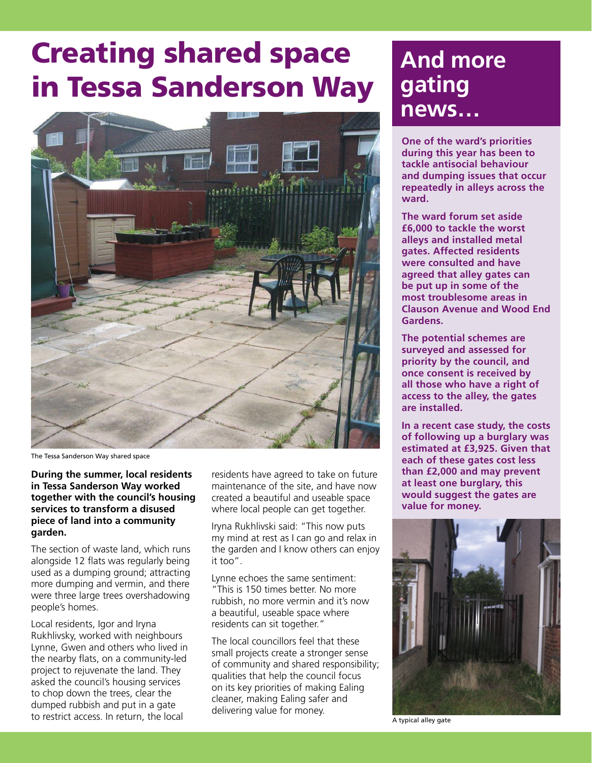# Creating shared space in Tessa Sanderson Way

The Tessa Sanderson Way shared space

**During the summer, local residents in Tessa Sanderson Way worked together with the council's housing services to transform a disused piece of land into a community garden.**

The section of waste land, which runs alongside 12 flats was regularly being used as a dumping ground; attracting more dumping and vermin, and there were three large trees overshadowing people's homes.

Local residents, Igor and Iryna Rukhlivsky, worked with neighbours Lynne, Gwen and others who lived in the nearby flats, on a community-led project to rejuvenate the land. They asked the council's housing services to chop down the trees, clear the dumped rubbish and put in a gate to restrict access. In return, the local residents have agreed to take on future maintenance of the site, and have now created a beautiful and useable space where local people can get together.

Iryna Rukhlivski said: "This now puts my mind at rest as I can go and relax in the garden and I know others can enjoy it too".

Lynne echoes the same sentiment: "This is 150 times better. No more rubbish, no more vermin and it's now a beautiful, useable space where residents can sit together."

The local councillors feel that these small projects create a stronger sense of community and shared responsibility; qualities that help the council focus on its key priorities of making Ealing cleaner, making Ealing safer and delivering value for money.

## And more gating news…

**One of the ward's priorities during this year has been to tackle antisocial behaviour and dumping issues that occur repeatedly in alleys across the ward.**

**The ward forum set aside £6,000 to tackle the worst alleys and installed metal gates. Affected residents were consulted and have agreed that alley gates can be put up in some of the most troublesome areas in Clauson Avenue and Wood End Gardens.**

**The potential schemes are surveyed and assessed for priority by the council, and once consent is received by all those who have a right of access to the alley, the gates are installed.**

**In a recent case study, the costs of following up a burglary was estimated at £3,925. Given that each of these gates cost less than £2,000 and may prevent at least one burglary, this would suggest the gates are value for money.**

A typical alley gate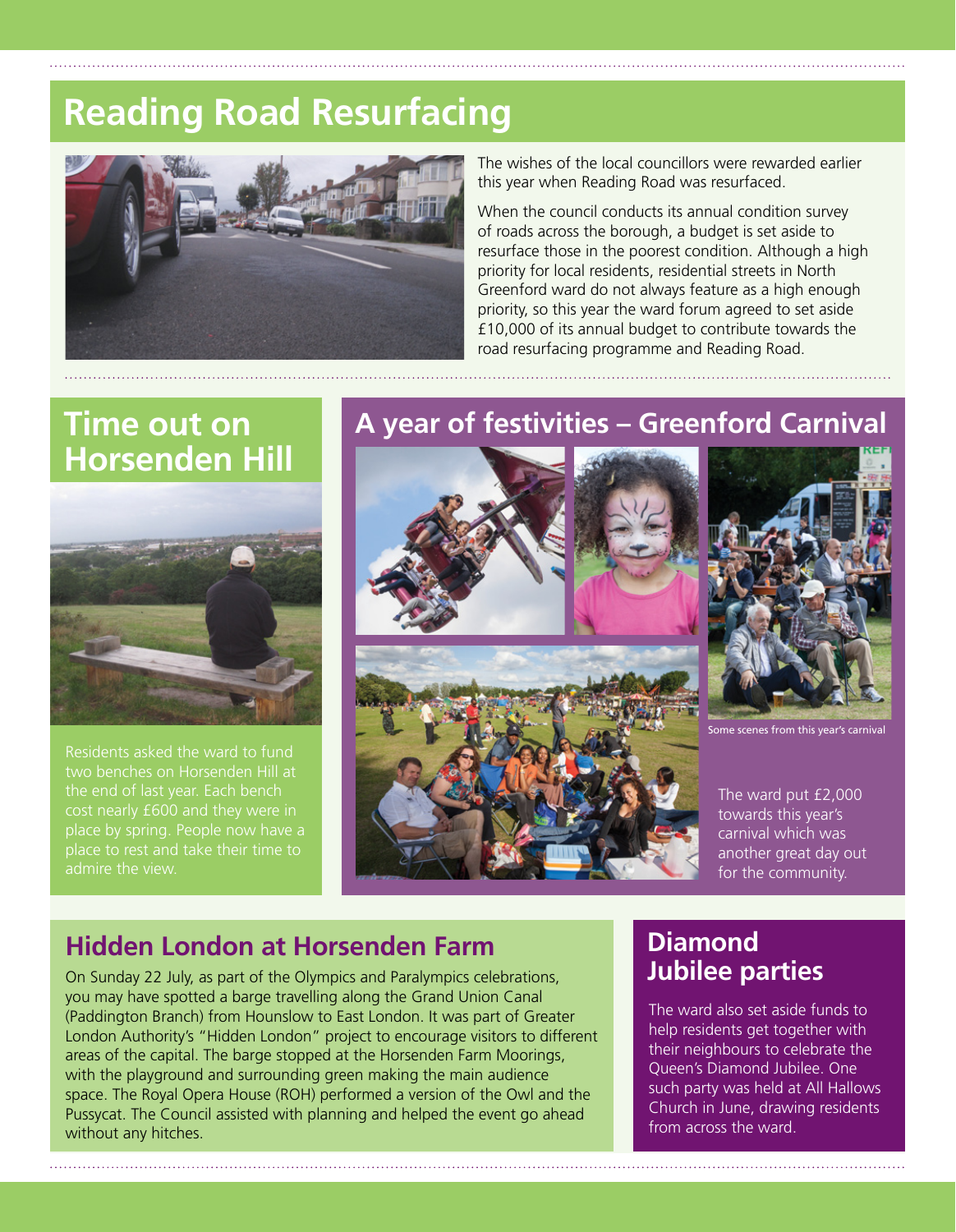## Reading Road Resurfacing

The wishes of the local councillors were rewarded earlier this year when Reading Road was resurfaced.

When the council conducts its annual condition survey of roads across the borough, a budget is set aside to resurface those in the poorest condition. Although a high priority for local residents, residential streets in North Greenford ward do not always feature as a high enough priority, so this year the ward forum agreed to set aside £10,000 of its annual budget to contribute towards the road resurfacing programme and Reading Road.

## Time out on Horsenden Hill

Residents asked the ward to fund two benches on Horsenden Hill at the end of last year. Each bench cost nearly £600 and they were in place by spring. People now have a place to rest and take their time to admire the view.

## A year of festivities – Greenford Carnival

Some scenes from this year's carnival

The ward put £2,000 towards this year's carnival which was another great day out for the community.

## Hidden London at Horsenden Farm

On Sunday 22 July, as part of the Olympics and Paralympics celebrations, you may have spotted a barge travelling along the Grand Union Canal (Paddington Branch) from Hounslow to East London. It was part of Greater London Authority's "Hidden London" project to encourage visitors to different areas of the capital. The barge stopped at the Horsenden Farm Moorings, with the playground and surrounding green making the main audience space. The Royal Opera House (ROH) performed a version of the Owl and the Pussycat. The Council assisted with planning and helped the event go ahead without any hitches.

## Diamond Jubilee parties

The ward also set aside funds to help residents get together with their neighbours to celebrate the Queen's Diamond Jubilee. One such party was held at All Hallows Church in June, drawing residents from across the ward.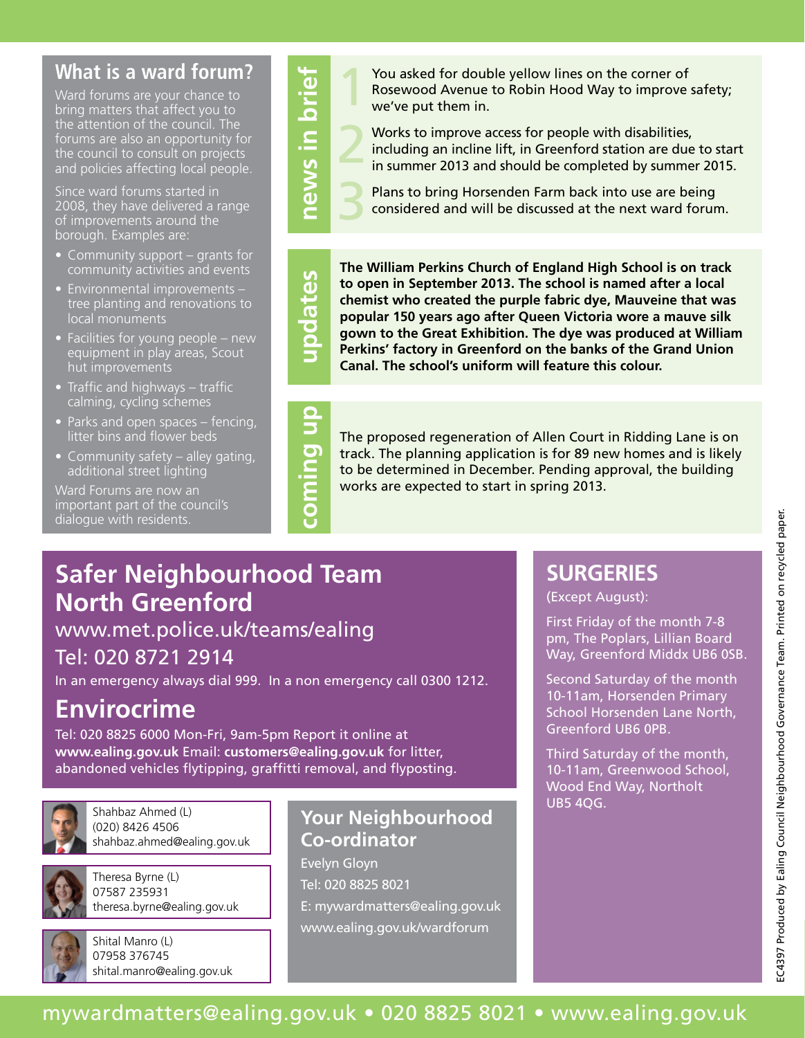## What is a ward forum?

Ward forums are your chance to bring matters that affect you to the attention of the council. The forums are also an opportunity for the council to consult on projects and policies affecting local people.

Since ward forums started in 2008, they have delivered a range of improvements around the borough. Examples are:

- Community support – grants for community activities and events
- Environmental improvements – tree planting and renovations to local monuments
- Facilities for young people – new equipment in play areas, Scout hut improvements
- Traffic and highways – traffic calming, cycling schemes
- Parks and open spaces – fencing, litter bins and flower beds
- Community safety – alley gating, additional street lighting

Ward Forums are now an important part of the council's dialogue with residents.

## news in brief

1. You asked for double yellow lines on the corner of Rosewood Avenue to Robin Hood Way to improve safety; we've put them in.
2. Works to improve access for people with disabilities, including an incline lift, in Greenford station are due to start in summer 2013 and should be completed by summer 2015.
3. Plans to bring Horsenden Farm back into use are being considered and will be discussed at the next ward forum.

## updates

**The William Perkins Church of England High School is on track to open in September 2013. The school is named after a local chemist who created the purple fabric dye, Mauveine that was popular 150 years ago after Queen Victoria wore a mauve silk gown to the Great Exhibition. The dye was produced at William Perkins' factory in Greenford on the banks of the Grand Union Canal. The school's uniform will feature this colour.**

## coming up

The proposed regeneration of Allen Court in Ridding Lane is on track. The planning application is for 89 new homes and is likely to be determined in December. Pending approval, the building works are expected to start in spring 2013.

## Safer Neighbourhood Team North Greenford

www.met.police.uk/teams/ealing

Tel: 020 8721 2914

In an emergency always dial 999. In a non emergency call 0300 1212.

## Envirocrime

Tel: 020 8825 6000 Mon-Fri, 9am-5pm Report it online at **www.ealing.gov.uk** Email: **customers@ealing.gov.uk** for litter, abandoned vehicles flytipping, graffitti removal, and flyposting.

## SURGERIES

(Except August):

First Friday of the month 7-8 pm, The Poplars, Lillian Board Way, Greenford Middx UB6 0SB.

Second Saturday of the month 10-11am, Horsenden Primary School Horsenden Lane North, Greenford UB6 0PB.

Third Saturday of the month, 10-11am, Greenwood School, Wood End Way, Northolt UB5 4QG.

Shahbaz Ahmed (L)
(020) 8426 4506
shahbaz.ahmed@ealing.gov.uk

Theresa Byrne (L)
07587 235931
theresa.byrne@ealing.gov.uk

Shital Manro (L)
07958 376745
shital.manro@ealing.gov.uk

## Your Neighbourhood Co-ordinator

Evelyn Gloyn

Tel: 020 8825 8021

E: mywardmatters@ealing.gov.uk

www.ealing.gov.uk/wardforum

EC4397 Produced by Ealing Council Neighbourhood Governance Team. Printed on recycled paper.

mywardmatters@ealing.gov.uk • 020 8825 8021 • www.ealing.gov.uk